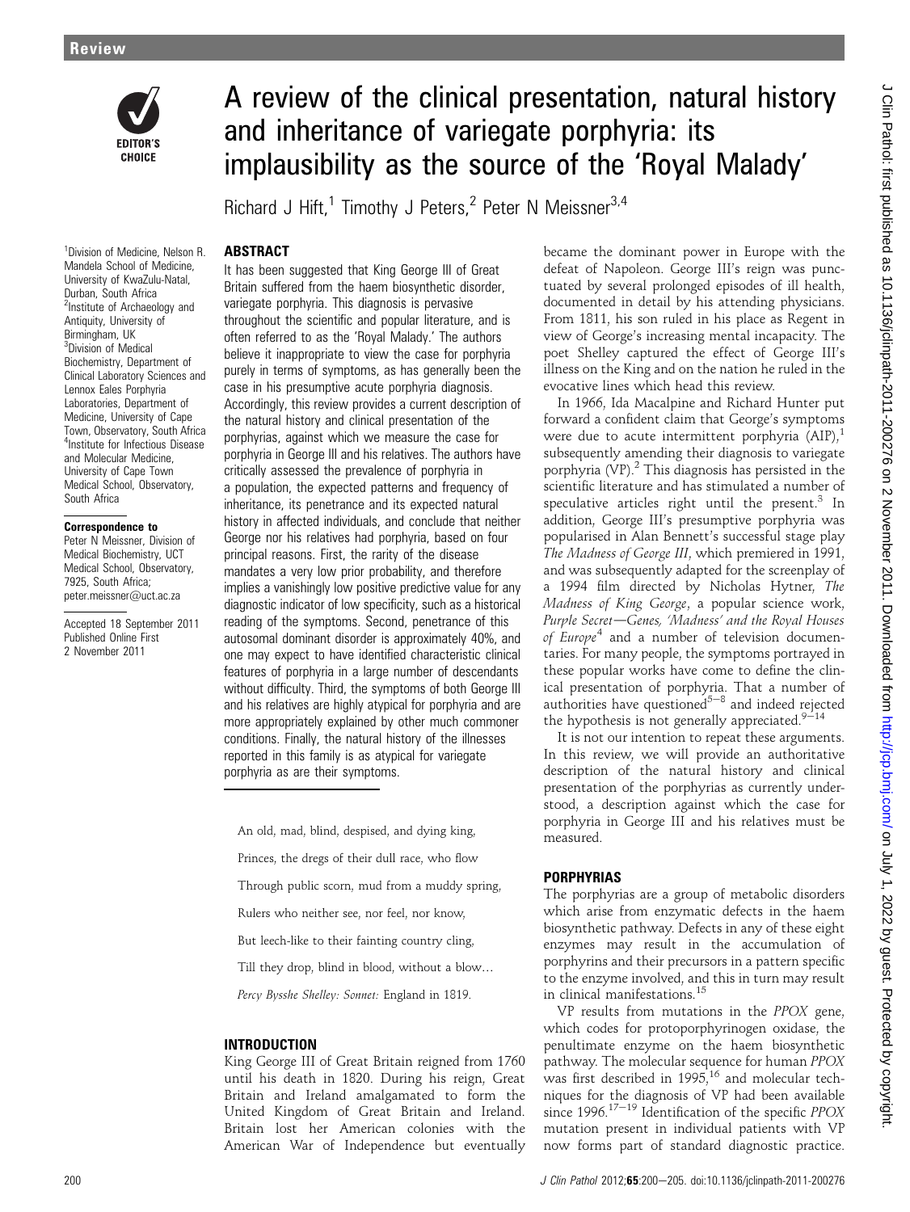Review

# A review of the clinical presentation, natural history and inheritance of variegate porphyria: its implausibility as the source of the 'Royal Malady'

Richard J Hift,[1] Timothy J Peters,[2] Peter N Meissner[3,4]

[1]Division of Medicine, Nelson R. Mandela School of Medicine, University of KwaZulu-Natal, Durban, South Africa
[2]Institute of Archaeology and Antiquity, University of Birmingham, UK
[3]Division of Medical Biochemistry, Department of Clinical Laboratory Sciences and Lennox Eales Porphyria Laboratories, Department of Medicine, University of Cape Town, Observatory, South Africa
[4]Institute for Infectious Disease and Molecular Medicine, University of Cape Town Medical School, Observatory, South Africa

**Correspondence to**
Peter N Meissner, Division of Medical Biochemistry, UCT Medical School, Observatory, 7925, South Africa; peter.meissner@uct.ac.za

Accepted 18 September 2011
Published Online First 2 November 2011

## ABSTRACT

It has been suggested that King George III of Great Britain suffered from the haem biosynthetic disorder, variegate porphyria. This diagnosis is pervasive throughout the scientific and popular literature, and is often referred to as the 'Royal Malady.' The authors believe it inappropriate to view the case for porphyria purely in terms of symptoms, as has generally been the case in his presumptive acute porphyria diagnosis. Accordingly, this review provides a current description of the natural history and clinical presentation of the porphyrias, against which we measure the case for porphyria in George III and his relatives. The authors have critically assessed the prevalence of porphyria in a population, the expected patterns and frequency of inheritance, its penetrance and its expected natural history in affected individuals, and conclude that neither George nor his relatives had porphyria, based on four principal reasons. First, the rarity of the disease mandates a very low prior probability, and therefore implies a vanishingly low positive predictive value for any diagnostic indicator of low specificity, such as a historical reading of the symptoms. Second, penetrance of this autosomal dominant disorder is approximately 40%, and one may expect to have identified characteristic clinical features of porphyria in a large number of descendants without difficulty. Third, the symptoms of both George III and his relatives are highly atypical for porphyria and are more appropriately explained by other much commoner conditions. Finally, the natural history of the illnesses reported in this family is as atypical for variegate porphyria as are their symptoms.

> An old, mad, blind, despised, and dying king,
>
> Princes, the dregs of their dull race, who flow
>
> Through public scorn, mud from a muddy spring,
>
> Rulers who neither see, nor feel, nor know,
>
> But leech-like to their fainting country cling,
>
> Till they drop, blind in blood, without a blow...
>
> *Percy Bysshe Shelley: Sonnet:* England in 1819.

## INTRODUCTION

King George III of Great Britain reigned from 1760 until his death in 1820. During his reign, Great Britain and Ireland amalgamated to form the United Kingdom of Great Britain and Ireland. Britain lost her American colonies with the American War of Independence but eventually became the dominant power in Europe with the defeat of Napoleon. George III's reign was punctuated by several prolonged episodes of ill health, documented in detail by his attending physicians. From 1811, his son ruled in his place as Regent in view of George's increasing mental incapacity. The poet Shelley captured the effect of George III's illness on the King and on the nation he ruled in the evocative lines which head this review.

In 1966, Ida Macalpine and Richard Hunter put forward a confident claim that George's symptoms were due to acute intermittent porphyria (AIP),[1] subsequently amending their diagnosis to variegate porphyria (VP).[2] This diagnosis has persisted in the scientific literature and has stimulated a number of speculative articles right until the present.[3] In addition, George III's presumptive porphyria was popularised in Alan Bennett's successful stage play *The Madness of George III*, which premiered in 1991, and was subsequently adapted for the screenplay of a 1994 film directed by Nicholas Hytner, *The Madness of King George*, a popular science work, *Purple Secret—Genes, 'Madness' and the Royal Houses of Europe*[4] and a number of television documentaries. For many people, the symptoms portrayed in these popular works have come to define the clinical presentation of porphyria. That a number of authorities have questioned[5–8] and indeed rejected the hypothesis is not generally appreciated.[9–14]

It is not our intention to repeat these arguments. In this review, we will provide an authoritative description of the natural history and clinical presentation of the porphyrias as currently understood, a description against which the case for porphyria in George III and his relatives must be measured.

## PORPHYRIAS

The porphyrias are a group of metabolic disorders which arise from enzymatic defects in the haem biosynthetic pathway. Defects in any of these eight enzymes may result in the accumulation of porphyrins and their precursors in a pattern specific to the enzyme involved, and this in turn may result in clinical manifestations.[15]

VP results from mutations in the *PPOX* gene, which codes for protoporphyrinogen oxidase, the penultimate enzyme on the haem biosynthetic pathway. The molecular sequence for human *PPOX* was first described in 1995,[16] and molecular techniques for the diagnosis of VP had been available since 1996.[17–19] Identification of the specific *PPOX* mutation present in individual patients with VP now forms part of standard diagnostic practice.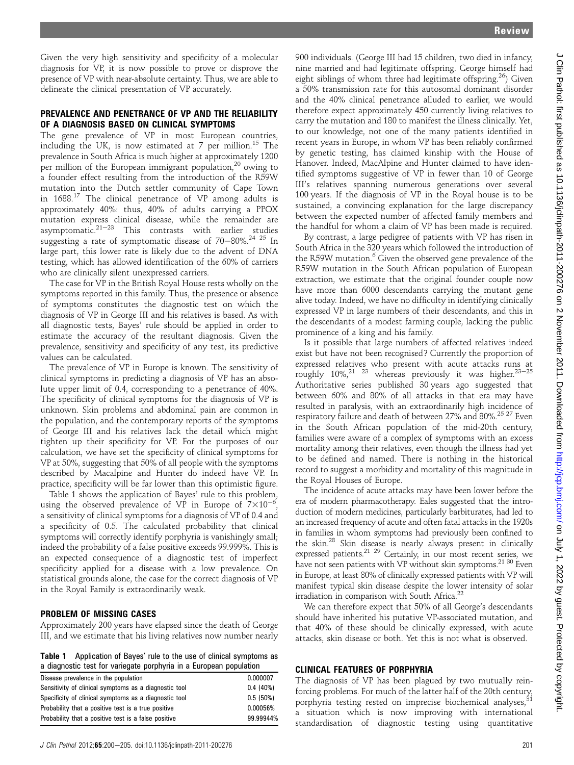Given the very high sensitivity and specificity of a molecular diagnosis for VP, it is now possible to prove or disprove the presence of VP with near-absolute certainty. Thus, we are able to delineate the clinical presentation of VP accurately.

## PREVALENCE AND PENETRANCE OF VP AND THE RELIABILITY OF A DIAGNOSIS BASED ON CLINICAL SYMPTOMS

The gene prevalence of VP in most European countries, including the UK, is now estimated at 7 per million.[15] The prevalence in South Africa is much higher at approximately 1200 per million of the European immigrant population,[20] owing to a founder effect resulting from the introduction of the R59W mutation into the Dutch settler community of Cape Town in 1688.[17] The clinical penetrance of VP among adults is approximately 40%: thus, 40% of adults carrying a PPOX mutation express clinical disease, while the remainder are asymptomatic.[21–23] This contrasts with earlier studies suggesting a rate of symptomatic disease of 70–80%.[24 25] In large part, this lower rate is likely due to the advent of DNA testing, which has allowed identification of the 60% of carriers who are clinically silent unexpressed carriers.

The case for VP in the British Royal House rests wholly on the symptoms reported in this family. Thus, the presence or absence of symptoms constitutes the diagnostic test on which the diagnosis of VP in George III and his relatives is based. As with all diagnostic tests, Bayes' rule should be applied in order to estimate the accuracy of the resultant diagnosis. Given the prevalence, sensitivity and specificity of any test, its predictive values can be calculated.

The prevalence of VP in Europe is known. The sensitivity of clinical symptoms in predicting a diagnosis of VP has an absolute upper limit of 0.4, corresponding to a penetrance of 40%. The specificity of clinical symptoms for the diagnosis of VP is unknown. Skin problems and abdominal pain are common in the population, and the contemporary reports of the symptoms of George III and his relatives lack the detail which might tighten up their specificity for VP. For the purposes of our calculation, we have set the specificity of clinical symptoms for VP at 50%, suggesting that 50% of all people with the symptoms described by Macalpine and Hunter do indeed have VP. In practice, specificity will be far lower than this optimistic figure.

Table 1 shows the application of Bayes' rule to this problem, using the observed prevalence of VP in Europe of $7\times10^{-6}$, a sensitivity of clinical symptoms for a diagnosis of VP of 0.4 and a specificity of 0.5. The calculated probability that clinical symptoms will correctly identify porphyria is vanishingly small; indeed the probability of a false positive exceeds 99.999%. This is an expected consequence of a diagnostic test of imperfect specificity applied for a disease with a low prevalence. On statistical grounds alone, the case for the correct diagnosis of VP in the Royal Family is extraordinarily weak.

## PROBLEM OF MISSING CASES

Approximately 200 years have elapsed since the death of George III, and we estimate that his living relatives now number nearly 900 individuals. (George III had 15 children, two died in infancy, nine married and had legitimate offspring. George himself had eight siblings of whom three had legitimate offspring.[26]) Given a 50% transmission rate for this autosomal dominant disorder and the 40% clinical penetrance alluded to earlier, we would therefore expect approximately 450 currently living relatives to carry the mutation and 180 to manifest the illness clinically. Yet, to our knowledge, not one of the many patients identified in recent years in Europe, in whom VP has been reliably confirmed by genetic testing, has claimed kinship with the House of Hanover. Indeed, MacAlpine and Hunter claimed to have identified symptoms suggestive of VP in fewer than 10 of George III's relatives spanning numerous generations over several 100 years. If the diagnosis of VP in the Royal house is to be sustained, a convincing explanation for the large discrepancy between the expected number of affected family members and the handful for whom a claim of VP has been made is required.

By contrast, a large pedigree of patients with VP has risen in South Africa in the 320 years which followed the introduction of the R59W mutation.[6] Given the observed gene prevalence of the R59W mutation in the South African population of European extraction, we estimate that the original founder couple now have more than 6000 descendants carrying the mutant gene alive today. Indeed, we have no difficulty in identifying clinically expressed VP in large numbers of their descendants, and this in the descendants of a modest farming couple, lacking the public prominence of a king and his family.

Is it possible that large numbers of affected relatives indeed exist but have not been recognised? Currently the proportion of expressed relatives who present with acute attacks runs at roughly 10%,[21 23] whereas previously it was higher.[23–25] Authoritative series published 30 years ago suggested that between 60% and 80% of all attacks in that era may have resulted in paralysis, with an extraordinarily high incidence of respiratory failure and death of between 27% and 80%.[25 27] Even in the South African population of the mid-20th century, families were aware of a complex of symptoms with an excess mortality among their relatives, even though the illness had yet to be defined and named. There is nothing in the historical record to suggest a morbidity and mortality of this magnitude in the Royal Houses of Europe.

The incidence of acute attacks may have been lower before the era of modern pharmacotherapy. Eales suggested that the introduction of modern medicines, particularly barbiturates, had led to an increased frequency of acute and often fatal attacks in the 1920s in families in whom symptoms had previously been confined to the skin.[28] Skin disease is nearly always present in clinically expressed patients.[21 29] Certainly, in our most recent series, we have not seen patients with VP without skin symptoms.[21 30] Even in Europe, at least 80% of clinically expressed patients with VP will manifest typical skin disease despite the lower intensity of solar irradiation in comparison with South Africa.[22]

We can therefore expect that 50% of all George's descendants should have inherited his putative VP-associated mutation, and that 40% of these should be clinically expressed, with acute attacks, skin disease or both. Yet this is not what is observed.

**Table 1** Application of Bayes' rule to the use of clinical symptoms as a diagnostic test for variegate porphyria in a European population

| | |
|---|---|
| Disease prevalence in the population | 0.000007 |
| Sensitivity of clinical symptoms as a diagnostic tool | 0.4 (40%) |
| Specificity of clinical symptoms as a diagnostic tool | 0.5 (50%) |
| Probability that a positive test is a true positive | 0.00056% |
| Probability that a positive test is a false positive | 99.99944% |

## CLINICAL FEATURES OF PORPHYRIA

The diagnosis of VP has been plagued by two mutually reinforcing problems. For much of the latter half of the 20th century, porphyria testing rested on imprecise biochemical analyses,[31] a situation which is now improving with international standardisation of diagnostic testing using quantitative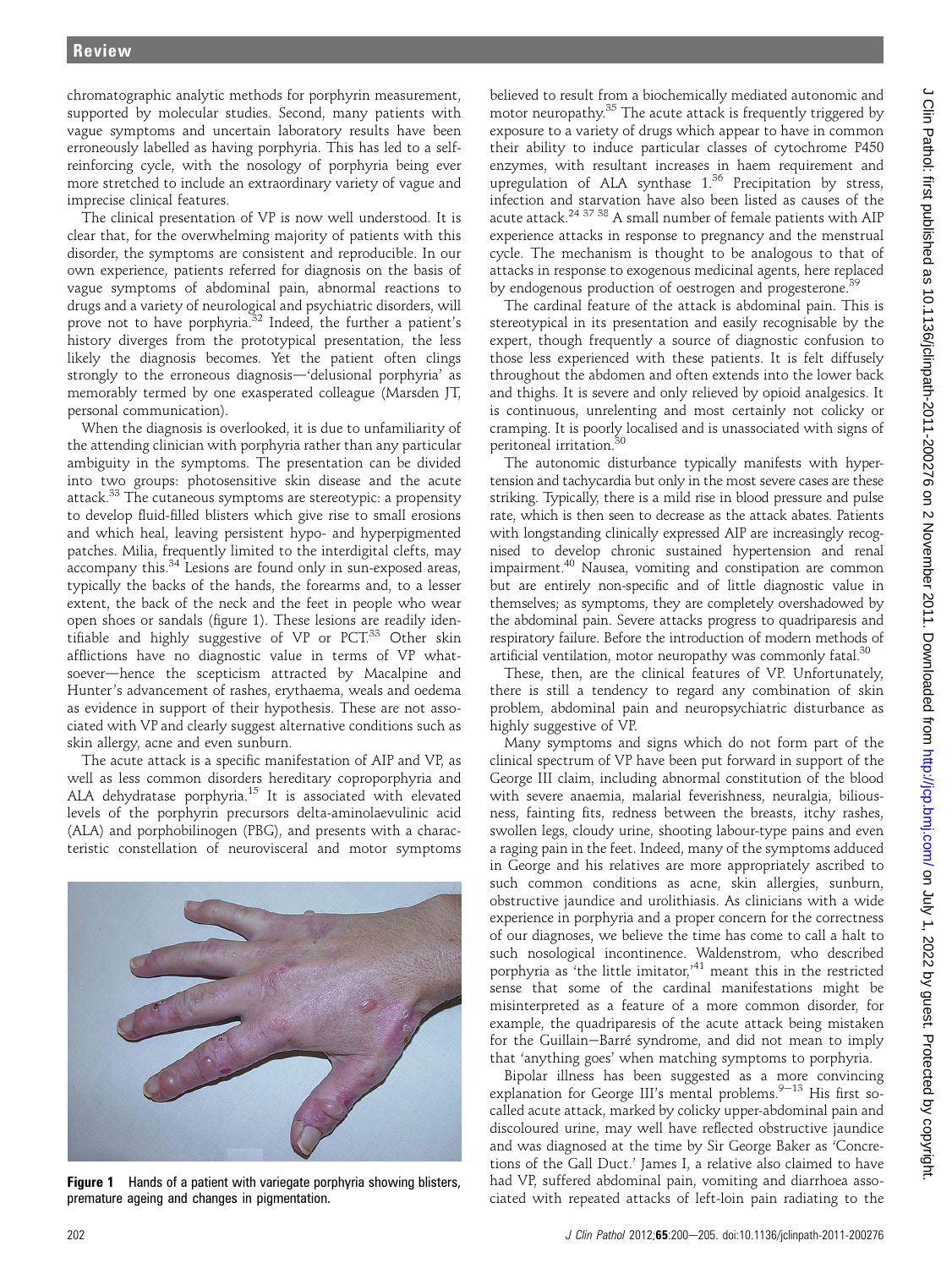chromatographic analytic methods for porphyrin measurement, supported by molecular studies. Second, many patients with vague symptoms and uncertain laboratory results have been erroneously labelled as having porphyria. This has led to a self-reinforcing cycle, with the nosology of porphyria being ever more stretched to include an extraordinary variety of vague and imprecise clinical features.

The clinical presentation of VP is now well understood. It is clear that, for the overwhelming majority of patients with this disorder, the symptoms are consistent and reproducible. In our own experience, patients referred for diagnosis on the basis of vague symptoms of abdominal pain, abnormal reactions to drugs and a variety of neurological and psychiatric disorders, will prove not to have porphyria.[32] Indeed, the further a patient's history diverges from the prototypical presentation, the less likely the diagnosis becomes. Yet the patient often clings strongly to the erroneous diagnosis—'delusional porphyria' as memorably termed by one exasperated colleague (Marsden JT, personal communication).

When the diagnosis is overlooked, it is due to unfamiliarity of the attending clinician with porphyria rather than any particular ambiguity in the symptoms. The presentation can be divided into two groups: photosensitive skin disease and the acute attack.[33] The cutaneous symptoms are stereotypic: a propensity to develop fluid-filled blisters which give rise to small erosions and which heal, leaving persistent hypo- and hyperpigmented patches. Milia, frequently limited to the interdigital clefts, may accompany this.[34] Lesions are found only in sun-exposed areas, typically the backs of the hands, the forearms and, to a lesser extent, the back of the neck and the feet in people who wear open shoes or sandals (figure 1). These lesions are readily identifiable and highly suggestive of VP or PCT.[33] Other skin afflictions have no diagnostic value in terms of VP whatsoever—hence the scepticism attracted by Macalpine and Hunter's advancement of rashes, erythaema, weals and oedema as evidence in support of their hypothesis. These are not associated with VP and clearly suggest alternative conditions such as skin allergy, acne and even sunburn.

The acute attack is a specific manifestation of AIP and VP, as well as less common disorders hereditary coproporphyria and ALA dehydratase porphyria.[15] It is associated with elevated levels of the porphyrin precursors delta-aminolaevulinic acid (ALA) and porphobilinogen (PBG), and presents with a characteristic constellation of neurovisceral and motor symptoms believed to result from a biochemically mediated autonomic and motor neuropathy.[35] The acute attack is frequently triggered by exposure to a variety of drugs which appear to have in common their ability to induce particular classes of cytochrome P450 enzymes, with resultant increases in haem requirement and upregulation of ALA synthase 1.[36] Precipitation by stress, infection and starvation have also been listed as causes of the acute attack.[24 37 38] A small number of female patients with AIP experience attacks in response to pregnancy and the menstrual cycle. The mechanism is thought to be analogous to that of attacks in response to exogenous medicinal agents, here replaced by endogenous production of oestrogen and progesterone.[39]

Figure 1 Hands of a patient with variegate porphyria showing blisters, premature ageing and changes in pigmentation.

The cardinal feature of the attack is abdominal pain. This is stereotypical in its presentation and easily recognisable by the expert, though frequently a source of diagnostic confusion to those less experienced with these patients. It is felt diffusely throughout the abdomen and often extends into the lower back and thighs. It is severe and only relieved by opioid analgesics. It is continuous, unrelenting and most certainly not colicky or cramping. It is poorly localised and is unassociated with signs of peritoneal irritation.[30]

The autonomic disturbance typically manifests with hypertension and tachycardia but only in the most severe cases are these striking. Typically, there is a mild rise in blood pressure and pulse rate, which is then seen to decrease as the attack abates. Patients with longstanding clinically expressed AIP are increasingly recognised to develop chronic sustained hypertension and renal impairment.[40] Nausea, vomiting and constipation are common but are entirely non-specific and of little diagnostic value in themselves; as symptoms, they are completely overshadowed by the abdominal pain. Severe attacks progress to quadriparesis and respiratory failure. Before the introduction of modern methods of artificial ventilation, motor neuropathy was commonly fatal.[30]

These, then, are the clinical features of VP. Unfortunately, there is still a tendency to regard any combination of skin problem, abdominal pain and neuropsychiatric disturbance as highly suggestive of VP.

Many symptoms and signs which do not form part of the clinical spectrum of VP have been put forward in support of the George III claim, including abnormal constitution of the blood with severe anaemia, malarial feverishness, neuralgia, biliousness, fainting fits, redness between the breasts, itchy rashes, swollen legs, cloudy urine, shooting labour-type pains and even a raging pain in the feet. Indeed, many of the symptoms adduced in George and his relatives are more appropriately ascribed to such common conditions as acne, skin allergies, sunburn, obstructive jaundice and urolithiasis. As clinicians with a wide experience in porphyria and a proper concern for the correctness of our diagnoses, we believe the time has come to call a halt to such nosological incontinence. Waldenstrom, who described porphyria as 'the little imitator,'[41] meant this in the restricted sense that some of the cardinal manifestations might be misinterpreted as a feature of a more common disorder, for example, the quadriparesis of the acute attack being mistaken for the Guillain–Barré syndrome, and did not mean to imply that 'anything goes' when matching symptoms to porphyria.

Bipolar illness has been suggested as a more convincing explanation for George III's mental problems.[9–13] His first so-called acute attack, marked by colicky upper-abdominal pain and discoloured urine, may well have reflected obstructive jaundice and was diagnosed at the time by Sir George Baker as 'Concretions of the Gall Duct.' James I, a relative also claimed to have had VP, suffered abdominal pain, vomiting and diarrhoea associated with repeated attacks of left-loin pain radiating to the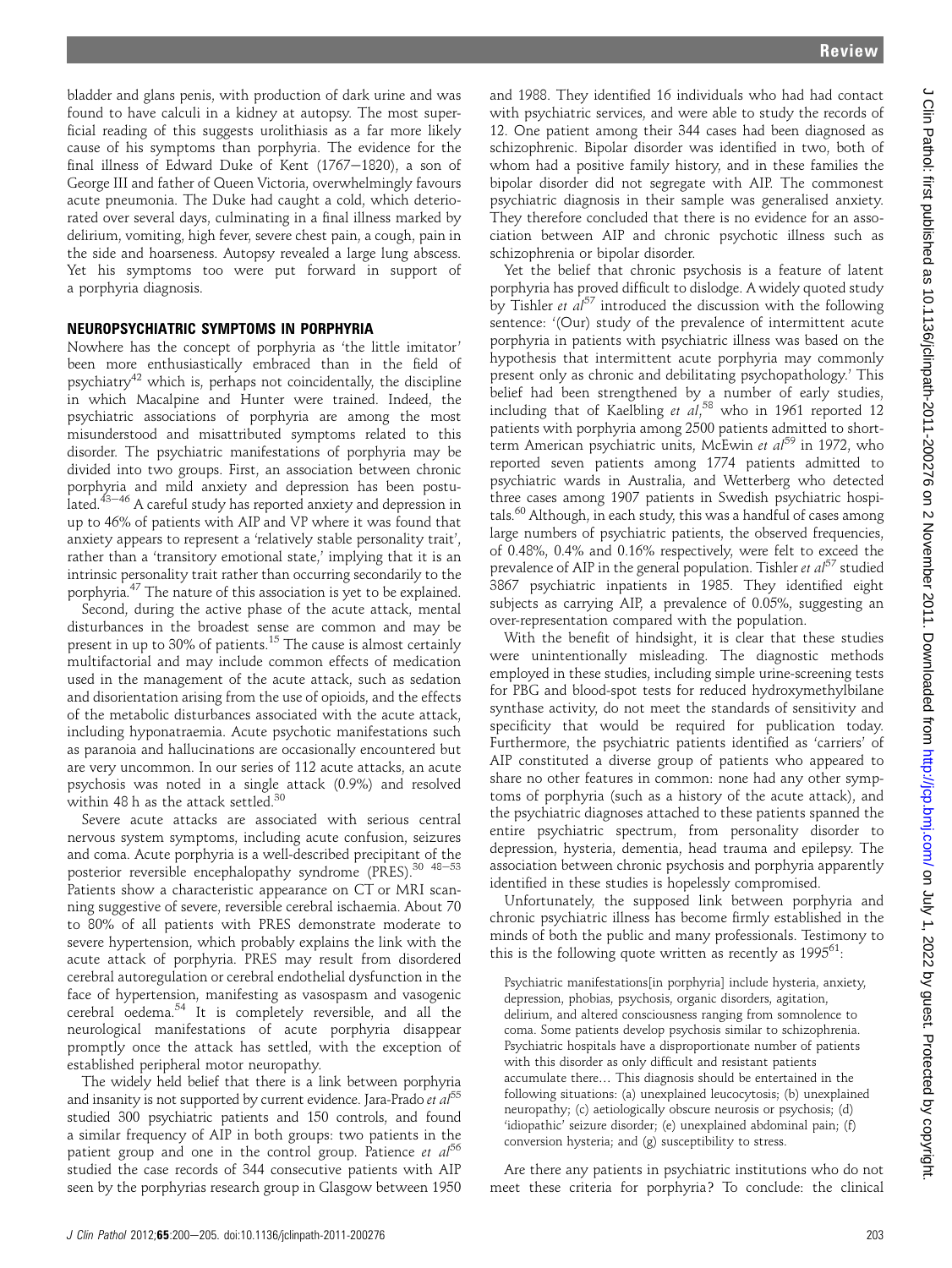bladder and glans penis, with production of dark urine and was found to have calculi in a kidney at autopsy. The most superficial reading of this suggests urolithiasis as a far more likely cause of his symptoms than porphyria. The evidence for the final illness of Edward Duke of Kent (1767–1820), a son of George III and father of Queen Victoria, overwhelmingly favours acute pneumonia. The Duke had caught a cold, which deteriorated over several days, culminating in a final illness marked by delirium, vomiting, high fever, severe chest pain, a cough, pain in the side and hoarseness. Autopsy revealed a large lung abscess. Yet his symptoms too were put forward in support of a porphyria diagnosis.

## NEUROPSYCHIATRIC SYMPTOMS IN PORPHYRIA

Nowhere has the concept of porphyria as 'the little imitator' been more enthusiastically embraced than in the field of psychiatry[42] which is, perhaps not coincidentally, the discipline in which Macalpine and Hunter were trained. Indeed, the psychiatric associations of porphyria are among the most misunderstood and misattributed symptoms related to this disorder. The psychiatric manifestations of porphyria may be divided into two groups. First, an association between chronic porphyria and mild anxiety and depression has been postulated.[43–46] A careful study has reported anxiety and depression in up to 46% of patients with AIP and VP where it was found that anxiety appears to represent a 'relatively stable personality trait', rather than a 'transitory emotional state,' implying that it is an intrinsic personality trait rather than occurring secondarily to the porphyria.[47] The nature of this association is yet to be explained.

Second, during the active phase of the acute attack, mental disturbances in the broadest sense are common and may be present in up to 30% of patients.[15] The cause is almost certainly multifactorial and may include common effects of medication used in the management of the acute attack, such as sedation and disorientation arising from the use of opioids, and the effects of the metabolic disturbances associated with the acute attack, including hyponatraemia. Acute psychotic manifestations such as paranoia and hallucinations are occasionally encountered but are very uncommon. In our series of 112 acute attacks, an acute psychosis was noted in a single attack (0.9%) and resolved within 48 h as the attack settled.[30]

Severe acute attacks are associated with serious central nervous system symptoms, including acute confusion, seizures and coma. Acute porphyria is a well-described precipitant of the posterior reversible encephalopathy syndrome (PRES).[30 48–53] Patients show a characteristic appearance on CT or MRI scanning suggestive of severe, reversible cerebral ischaemia. About 70 to 80% of all patients with PRES demonstrate moderate to severe hypertension, which probably explains the link with the acute attack of porphyria. PRES may result from disordered cerebral autoregulation or cerebral endothelial dysfunction in the face of hypertension, manifesting as vasospasm and vasogenic cerebral oedema.[54] It is completely reversible, and all the neurological manifestations of acute porphyria disappear promptly once the attack has settled, with the exception of established peripheral motor neuropathy.

The widely held belief that there is a link between porphyria and insanity is not supported by current evidence. Jara-Prado *et al*[55] studied 300 psychiatric patients and 150 controls, and found a similar frequency of AIP in both groups: two patients in the patient group and one in the control group. Patience *et al*[56] studied the case records of 344 consecutive patients with AIP seen by the porphyrias research group in Glasgow between 1950 and 1988. They identified 16 individuals who had had contact with psychiatric services, and were able to study the records of 12. One patient among their 344 cases had been diagnosed as schizophrenic. Bipolar disorder was identified in two, both of whom had a positive family history, and in these families the bipolar disorder did not segregate with AIP. The commonest psychiatric diagnosis in their sample was generalised anxiety. They therefore concluded that there is no evidence for an association between AIP and chronic psychotic illness such as schizophrenia or bipolar disorder.

Yet the belief that chronic psychosis is a feature of latent porphyria has proved difficult to dislodge. A widely quoted study by Tishler *et al*[57] introduced the discussion with the following sentence: '(Our) study of the prevalence of intermittent acute porphyria in patients with psychiatric illness was based on the hypothesis that intermittent acute porphyria may commonly present only as chronic and debilitating psychopathology.' This belief had been strengthened by a number of early studies, including that of Kaelbling *et al*,[58] who in 1961 reported 12 patients with porphyria among 2500 patients admitted to short-term American psychiatric units, McEwin *et al*[59] in 1972, who reported seven patients among 1774 patients admitted to psychiatric wards in Australia, and Wetterberg who detected three cases among 1907 patients in Swedish psychiatric hospitals.[60] Although, in each study, this was a handful of cases among large numbers of psychiatric patients, the observed frequencies, of 0.48%, 0.4% and 0.16% respectively, were felt to exceed the prevalence of AIP in the general population. Tishler *et al*[57] studied 3867 psychiatric inpatients in 1985. They identified eight subjects as carrying AIP, a prevalence of 0.05%, suggesting an over-representation compared with the population.

With the benefit of hindsight, it is clear that these studies were unintentionally misleading. The diagnostic methods employed in these studies, including simple urine-screening tests for PBG and blood-spot tests for reduced hydroxymethylbilane synthase activity, do not meet the standards of sensitivity and specificity that would be required for publication today. Furthermore, the psychiatric patients identified as 'carriers' of AIP constituted a diverse group of patients who appeared to share no other features in common: none had any other symptoms of porphyria (such as a history of the acute attack), and the psychiatric diagnoses attached to these patients spanned the entire psychiatric spectrum, from personality disorder to depression, hysteria, dementia, head trauma and epilepsy. The association between chronic psychosis and porphyria apparently identified in these studies is hopelessly compromised.

Unfortunately, the supposed link between porphyria and chronic psychiatric illness has become firmly established in the minds of both the public and many professionals. Testimony to this is the following quote written as recently as 1995[61]:

> Psychiatric manifestations[in porphyria] include hysteria, anxiety, depression, phobias, psychosis, organic disorders, agitation, delirium, and altered consciousness ranging from somnolence to coma. Some patients develop psychosis similar to schizophrenia. Psychiatric hospitals have a disproportionate number of patients with this disorder as only difficult and resistant patients accumulate there… This diagnosis should be entertained in the following situations: (a) unexplained leucocytosis; (b) unexplained neuropathy; (c) aetiologically obscure neurosis or psychosis; (d) 'idiopathic' seizure disorder; (e) unexplained abdominal pain; (f) conversion hysteria; and (g) susceptibility to stress.

Are there any patients in psychiatric institutions who do not meet these criteria for porphyria? To conclude: the clinical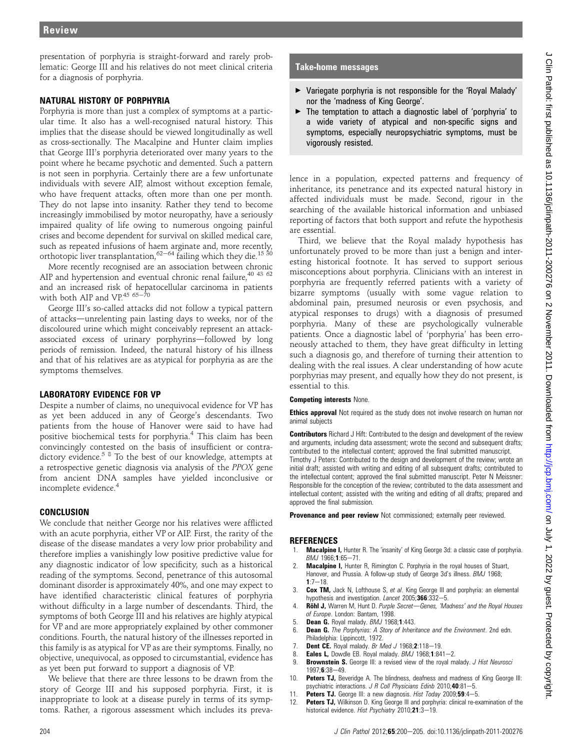presentation of porphyria is straight-forward and rarely problematic: George III and his relatives do not meet clinical criteria for a diagnosis of porphyria.

## NATURAL HISTORY OF PORPHYRIA

Porphyria is more than just a complex of symptoms at a particular time. It also has a well-recognised natural history. This implies that the disease should be viewed longitudinally as well as cross-sectionally. The Macalpine and Hunter claim implies that George III's porphyria deteriorated over many years to the point where he became psychotic and demented. Such a pattern is not seen in porphyria. Certainly there are a few unfortunate individuals with severe AIP, almost without exception female, who have frequent attacks, often more than one per month. They do not lapse into insanity. Rather they tend to become increasingly immobilised by motor neuropathy, have a seriously impaired quality of life owing to numerous ongoing painful crises and become dependent for survival on skilled medical care, such as repeated infusions of haem arginate and, more recently, orthotopic liver transplantation,[62–64] failing which they die.[15 30]

More recently recognised are an association between chronic AIP and hypertension and eventual chronic renal failure,[40 43 62] and an increased risk of hepatocellular carcinoma in patients with both AIP and VP.[45 65–70]

George III's so-called attacks did not follow a typical pattern of attacks—unrelenting pain lasting days to weeks, nor of the discoloured urine which might conceivably represent an attack-associated excess of urinary porphyrins—followed by long periods of remission. Indeed, the natural history of his illness and that of his relatives are as atypical for porphyria as are the symptoms themselves.

## LABORATORY EVIDENCE FOR VP

Despite a number of claims, no unequivocal evidence for VP has as yet been adduced in any of George's descendants. Two patients from the house of Hanover were said to have had positive biochemical tests for porphyria.[4] This claim has been convincingly contested on the basis of insufficient or contradictory evidence.[5 8] To the best of our knowledge, attempts at a retrospective genetic diagnosis via analysis of the *PPOX* gene from ancient DNA samples have yielded inconclusive or incomplete evidence.[4]

## CONCLUSION

We conclude that neither George nor his relatives were afflicted with an acute porphyria, either VP or AIP. First, the rarity of the disease of the disease mandates a very low prior probability and therefore implies a vanishingly low positive predictive value for any diagnostic indicator of low specificity, such as a historical reading of the symptoms. Second, penetrance of this autosomal dominant disorder is approximately 40%, and one may expect to have identified characteristic clinical features of porphyria without difficulty in a large number of descendants. Third, the symptoms of both George III and his relatives are highly atypical for VP and are more appropriately explained by other commoner conditions. Fourth, the natural history of the illnesses reported in this family is as atypical for VP as are their symptoms. Finally, no objective, unequivocal, as opposed to circumstantial, evidence has as yet been put forward to support a diagnosis of VP.

We believe that there are three lessons to be drawn from the story of George III and his supposed porphyria. First, it is inappropriate to look at a disease purely in terms of its symptoms. Rather, a rigorous assessment which includes its prevalence in a population, expected patterns and frequency of inheritance, its penetrance and its expected natural history in affected individuals must be made. Second, rigour in the searching of the available historical information and unbiased reporting of factors that both support and refute the hypothesis are essential.

Third, we believe that the Royal malady hypothesis has unfortunately proved to be more than just a benign and interesting historical footnote. It has served to support serious misconceptions about porphyria. Clinicians with an interest in porphyria are frequently referred patients with a variety of bizarre symptoms (usually with some vague relation to abdominal pain, presumed neurosis or even psychosis, and atypical responses to drugs) with a diagnosis of presumed porphyria. Many of these are psychologically vulnerable patients. Once a diagnostic label of 'porphyria' has been erroneously attached to them, they have great difficulty in letting such a diagnosis go, and therefore of turning their attention to dealing with the real issues. A clear understanding of how acute porphyrias may present, and equally how they do not present, is essential to this.

### Take-home messages

- Variegate porphyria is not responsible for the 'Royal Malady' nor the 'madness of King George'.
- The temptation to attach a diagnostic label of 'porphyria' to a wide variety of atypical and non-specific signs and symptoms, especially neuropsychiatric symptoms, must be vigorously resisted.

**Competing interests** None.

**Ethics approval** Not required as the study does not involve research on human nor animal subjects

**Contributors** Richard J Hift: Contributed to the design and development of the review and arguments, including data assessment; wrote the second and subsequent drafts; contributed to the intellectual content; approved the final submitted manuscript. Timothy J Peters: Contributed to the design and development of the review; wrote an initial draft; assisted with writing and editing of all subsequent drafts; contributed to the intellectual content; approved the final submitted manuscript. Peter N Meissner: Responsible for the conception of the review; contributed to the data assessment and intellectual content; assisted with the writing and editing of all drafts; prepared and approved the final submission.

**Provenance and peer review** Not commissioned; externally peer reviewed.

## REFERENCES

1. **Macalpine I,** Hunter R. The 'insanity' of King George 3d: a classic case of porphyria. *BMJ* 1966;**1**:65–71.
2. **Macalpine I,** Hunter R, Rimington C. Porphyria in the royal houses of Stuart, Hanover, and Prussia. A follow-up study of George 3d's illness. *BMJ* 1968;**1**:7–18.
3. **Cox TM,** Jack N, Lofthouse S, *et al*. King George III and porphyria: an elemental hypothesis and investigation. *Lancet* 2005;**366**:332–5.
4. **Röhl J,** Warren M, Hunt D. *Purple Secret—Genes, 'Madness' and the Royal Houses of Europe*. London: Bantam, 1998.
5. **Dean G.** Royal malady. *BMJ* 1968;**1**:443.
6. **Dean G.** *The Porphyrias: A Story of Inheritance and the Environment*. 2nd edn. Philadelphia: Lippincott, 1972.
7. **Dent CE.** Royal malady. *Br Med J* 1968;**2**:118–19.
8. **Eales L,** Dowdle EB. Royal malady. *BMJ* 1968;**1**:841–2.
9. **Brownstein S.** George III: a revised view of the royal malady. *J Hist Neurosci* 1997;**6**:38–49.
10. **Peters TJ,** Beveridge A. The blindness, deafness and madness of King George III: psychiatric interactions. *J R Coll Physicians Edinb* 2010;**40**:81–5.
11. **Peters TJ.** George III: a new diagnosis. *Hist Today* 2009;**59**:4–5.
12. **Peters TJ,** Wilkinson D. King George III and porphyria: clinical re-examination of the historical evidence. *Hist Psychiatry* 2010;**21**:3–19.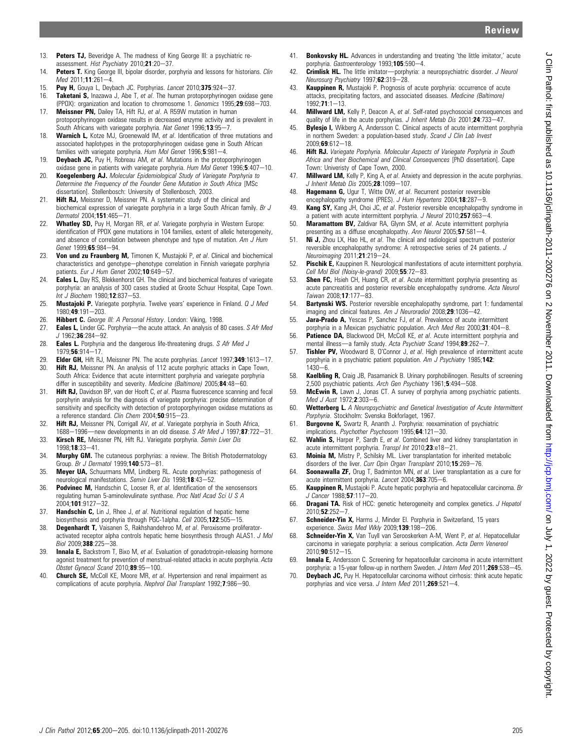13. **Peters TJ,** Beveridge A. The madness of King George III: a psychiatric re-assessment. *Hist Psychiatry* 2010;**21**:20—37.
14. **Peters T.** King George III, bipolar disorder, porphyria and lessons for historians. *Clin Med* 2011;**11**:261—4.
15. **Puy H,** Gouya L, Deybach JC. Porphyrias. *Lancet* 2010;**375**:924—37.
16. **Taketani S,** Inazawa J, Abe T, *et al*. The human protoporphyrinogen oxidase gene (PPOX): organization and location to chromosome 1. *Genomics* 1995;**29**:698—703.
17. **Meissner PN,** Dailey TA, Hift RJ, *et al*. A R59W mutation in human protoporphyrinogen oxidase results in decreased enzyme activity and is prevalent in South Africans with variegate porphyria. *Nat Genet* 1996;**13**:95—7.
18. **Warnich L,** Kotze MJ, Groenewald IM, *et al*. Identification of three mutations and associated haplotypes in the protoporphyrinogen oxidase gene in South African families with variegate porphyria. *Hum Mol Genet* 1996;**5**:981—4.
19. **Deybach JC,** Puy H, Robreau AM, *et al*. Mutations in the protoporphyrinogen oxidase gene in patients with variegate porphyria. *Hum Mol Genet* 1996;**5**:407—10.
20. **Koegelenberg AJ.** *Molecular Epidemiological Study of Variegate Porphyria to Determine the Frequency of the Founder Gene Mutation in South Africa* [MSc dissertation]. Stellenbosch: University of Stellenbosch, 2003.
21. **Hift RJ,** Meissner D, Meissner PN. A systematic study of the clinical and biochemical expression of variegate porphyria in a large South African family. *Br J Dermatol* 2004;**151**:465—71.
22. **Whatley SD,** Puy H, Morgan RR, *et al*. Variegate porphyria in Western Europe: identification of PPOX gene mutations in 104 families, extent of allelic heterogeneity, and absence of correlation between phenotype and type of mutation. *Am J Hum Genet* 1999;**65**:984—94.
23. **Von und zu Fraunberg M,** Timonen K, Mustajoki P, *et al*. Clinical and biochemical characteristics and genotype—phenotype correlation in Finnish variegate porphyria patients. *Eur J Hum Genet* 2002;**10**:649—57.
24. **Eales L,** Day RS, Blekkenhorst GH. The clinical and biochemical features of variegate porphyria: an analysis of 300 cases studied at Groote Schuur Hospital, Cape Town. *Int J Biochem* 1980;**12**:837—53.
25. **Mustajoki P.** Variegate porphyria. Twelve years' experience in Finland. *Q J Med* 1980;**49**:191—203.
26. **Hibbert C.** *George III: A Personal History*. London: Viking, 1998.
27. **Eales L,** Linder GC. Porphyria—the acute attack. An analysis of 80 cases. *S Afr Med J* 1962;**36**:284—92.
28. **Eales L.** Porphyria and the dangerous life-threatening drugs. *S Afr Med J* 1979;**56**:914—17.
29. **Elder GH,** Hift RJ, Meissner PN. The acute porphyrias. *Lancet* 1997;**349**:1613—17.
30. **Hift RJ,** Meissner PN. An analysis of 112 acute porphyric attacks in Cape Town, South Africa: Evidence that acute intermittent porphyria and variegate porphyria differ in susceptibility and severity. *Medicine (Baltimore)* 2005;**84**:48—60.
31. **Hift RJ,** Davidson BP, van der Hooft C, *et al*. Plasma fluorescence scanning and fecal porphyrin analysis for the diagnosis of variegate porphyria: precise determination of sensitivity and specificity with detection of protoporphyrinogen oxidase mutations as a reference standard. *Clin Chem* 2004;**50**:915—23.
32. **Hift RJ,** Meissner PN, Corrigall AV, *et al*. Variegate porphyria in South Africa, 1688—1996—new developments in an old disease. *S Afr Med J* 1997;**87**:722—31.
33. **Kirsch RE,** Meissner PN, Hift RJ. Variegate porphyria. *Semin Liver Dis* 1998;**18**:33—41.
34. **Murphy GM.** The cutaneous porphyrias: a review. The British Photodermatology Group. *Br J Dermatol* 1999;**140**:573—81.
35. **Meyer UA,** Schuurmans MM, Lindberg RL. Acute porphyrias: pathogenesis of neurological manifestations. *Semin Liver Dis* 1998;**18**:43—52.
36. **Podvinec M,** Handschin C, Looser R, *et al*. Identification of the xenosensors regulating human 5-aminolevulinate synthase. *Proc Natl Acad Sci U S A* 2004;**101**:9127—32.
37. **Handschin C,** Lin J, Rhee J, *et al*. Nutritional regulation of hepatic heme biosynthesis and porphyria through PGC-1alpha. *Cell* 2005;**122**:505—15.
38. **Degenhardt T,** Vaisanen S, Rakhshandehroo M, *et al*. Peroxisome proliferator-activated receptor alpha controls hepatic heme biosynthesis through ALAS1. *J Mol Biol* 2009;**388**:225—38.
39. **Innala E,** Backstrom T, Bixo M, *et al*. Evaluation of gonadotropin-releasing hormone agonist treatment for prevention of menstrual-related attacks in acute porphyria. *Acta Obstet Gynecol Scand* 2010;**89**:95—100.
40. **Church SE,** McColl KE, Moore MR, *et al*. Hypertension and renal impairment as complications of acute porphyria. *Nephrol Dial Transplant* 1992;**7**:986—90.
41. **Bonkovsky HL.** Advances in understanding and treating 'the little imitator,' acute porphyria. *Gastroenterology* 1993;**105**:590—4.
42. **Crimlisk HL.** The little imitator—porphyria: a neuropsychiatric disorder. *J Neurol Neurosurg Psychiatry* 1997;**62**:319—28.
43. **Kauppinen R,** Mustajoki P. Prognosis of acute porphyria: occurrence of acute attacks, precipitating factors, and associated diseases. *Medicine (Baltimore)* 1992;**71**:1—13.
44. **Millward LM,** Kelly P, Deacon A, *et al*. Self-rated psychosocial consequences and quality of life in the acute porphyrias. *J Inherit Metab Dis* 2001;**24**:733—47.
45. **Bylesjo I,** Wikberg A, Andersson C. Clinical aspects of acute intermittent porphyria in northern Sweden: a population-based study. *Scand J Clin Lab Invest* 2009;**69**:612—18.
46. **Hift RJ.** *Variegate Porphyria. Molecular Aspects of Variegate Porphyria in South Africa and their Biochemical and Clinical Consequences* [PhD dissertation]. Cape Town: Univeristy of Cape Town, 2000.
47. **Millward LM,** Kelly P, King A, *et al*. Anxiety and depression in the acute porphyrias. *J Inherit Metab Dis* 2005;**28**:1099—107.
48. **Hagemann G,** Ugur T, Witte OW, *et al*. Recurrent posterior reversible encephalopathy syndrome (PRES). *J Hum Hypertens* 2004;**18**:287—9.
49. **Kang SY,** Kang JH, Choi JC, *et al*. Posterior reversible encephalopathy syndrome in a patient with acute intermittent porphyria. *J Neurol* 2010;**257**:663—4.
50. **Maramattom BV,** Zaldivar RA, Glynn SM, *et al*. Acute intermittent porphyria presenting as a diffuse encephalopathy. *Ann Neurol* 2005;**57**:581—4.
51. **Ni J,** Zhou LX, Hao HL, *et al*. The clinical and radiological spectrum of posterior reversible encephalopathy syndrome: A retrospective series of 24 patients. *J Neuroimaging* 2011;**21**:219—24.
52. **Pischik E,** Kauppinen R. Neurological manifestations of acute intermittent porphyria. *Cell Mol Biol (Noisy-le-grand)* 2009;**55**:72—83.
53. **Shen FC,** Hsieh CH, Huang CR, *et al*. Acute intermittent porphyria presenting as acute pancreatitis and posterior reversible encephalopathy syndrome. *Acta Neurol Taiwan* 2008;**17**:177—83.
54. **Bartynski WS.** Posterior reversible encephalopathy syndrome, part 1: fundamental imaging and clinical features. *Am J Neuroradiol* 2008;**29**:1036—42.
55. **Jara-Prado A,** Yescas P, Sanchez FJ, *et al*. Prevalence of acute intermittent porphyria in a Mexican psychiatric population. *Arch Med Res* 2000;**31**:404—8.
56. **Patience DA,** Blackwood DH, McColl KE, *et al*. Acute intermittent porphyria and mental illness—a family study. *Acta Psychiatr Scand* 1994;**89**:262—7.
57. **Tishler PV,** Woodward B, O'Connor J, *et al*. High prevalence of intermittent acute porphyria in a psychiatric patient population. *Am J Psychiatry* 1985;**142**: 1430—6.
58. **Kaelbling R,** Craig JB, Pasamanick B. Urinary porphobilinogen. Results of screening 2,500 psychiatric patients. *Arch Gen Psychiatry* 1961;**5**:494—508.
59. **McEwin R,** Lawn J, Jonas CT. A survey of porphyria among psychiatric patients. *Med J Aust* 1972;**2**:303—6.
60. **Wetterberg L.** *A Neuropsychiatric and Genetical Investigation of Acute Intermittent Porphyria*. Stockholm: Svenska Bokforlaget, 1967.
61. **Burgovne K,** Swartz R, Ananth J. Porphyria: reexamination of psychiatric implications. *Psychother Psychosom* 1995;**64**:121—30.
62. **Wahlin S,** Harper P, Sardh E, *et al*. Combined liver and kidney transplantation in acute intermittent porphyria. *Transpl Int* 2010;**23**:e18—21.
63. **Moinia M,** Mistry P, Schilsky ML. Liver transplantation for inherited metabolic disorders of the liver. *Curr Opin Organ Transplant* 2010;**15**:269—76.
64. **Soonawalla ZF,** Orug T, Badminton MN, *et al*. Liver transplantation as a cure for acute intermittent porphyria. *Lancet* 2004;**363**:705—6.
65. **Kauppinen R,** Mustajoki P. Acute hepatic porphyria and hepatocellular carcinoma. *Br J Cancer* 1988;**57**:117—20.
66. **Dragani TA.** Risk of HCC: genetic heterogeneity and complex genetics. *J Hepatol* 2010;**52**:252—7.
67. **Schneider-Yin X,** Harms J, Minder EI. Porphyria in Switzerland, 15 years experience. *Swiss Med Wkly* 2009;**139**:198—206.
68. **Schneider-Yin X,** Van Tuyll van Serooskerken A-M, Went P, *et al*. Hepatocellular carcinoma in variegate porphyria: a serious complication. *Acta Derm Venereol* 2010;**90**:512—15.
69. **Innala E,** Andersson C. Screening for hepatocellular carcinoma in acute intermittent porphyria: a 15-year follow-up in northern Sweden. *J Intern Med* 2011;**269**:538—45.
70. **Deybach JC,** Puy H. Hepatocellular carcinoma without cirrhosis: think acute hepatic porphyrias and vice versa. *J Intern Med* 2011;**269**:521—4.